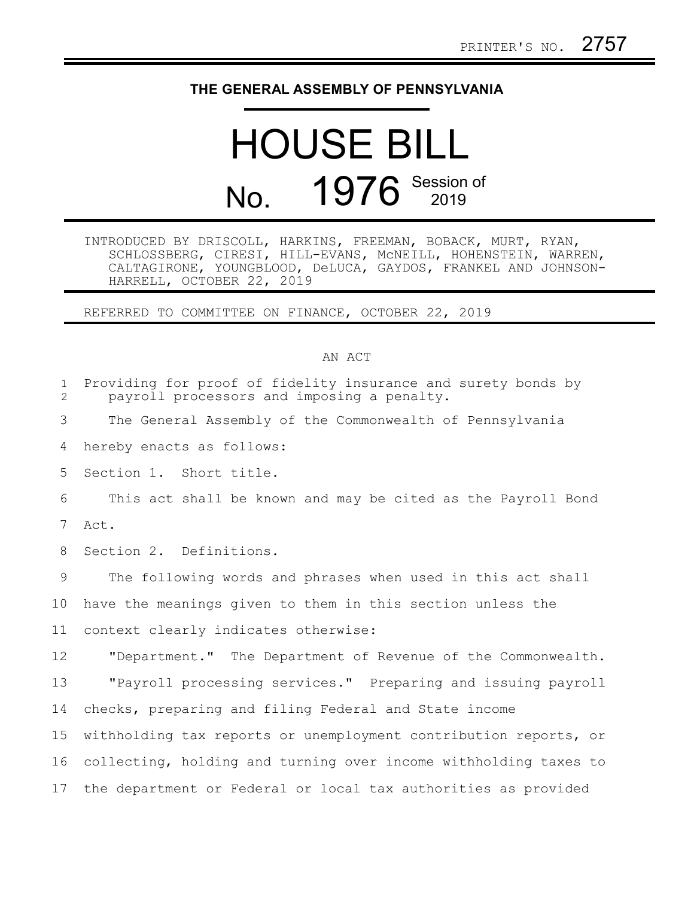PRINTER'S NO. 2757

# THE GENERAL ASSEMBLY OF PENNSYLVANIA

# HOUSE BILL No. 1976 Session of 2019

INTRODUCED BY DRISCOLL, HARKINS, FREEMAN, BOBACK, MURT, RYAN, SCHLOSSBERG, CIRESI, HILL-EVANS, McNEILL, HOHENSTEIN, WARREN, CALTAGIRONE, YOUNGBLOOD, DeLUCA, GAYDOS, FRANKEL AND JOHNSON-HARRELL, OCTOBER 22, 2019

REFERRED TO COMMITTEE ON FINANCE, OCTOBER 22, 2019

AN ACT

Providing for proof of fidelity insurance and surety bonds by payroll processors and imposing a penalty.

The General Assembly of the Commonwealth of Pennsylvania hereby enacts as follows:

Section 1. Short title.

This act shall be known and may be cited as the Payroll Bond Act.

Section 2. Definitions.

The following words and phrases when used in this act shall have the meanings given to them in this section unless the context clearly indicates otherwise:

"Department." The Department of Revenue of the Commonwealth.

"Payroll processing services." Preparing and issuing payroll checks, preparing and filing Federal and State income withholding tax reports or unemployment contribution reports, or collecting, holding and turning over income withholding taxes to the department or Federal or local tax authorities as provided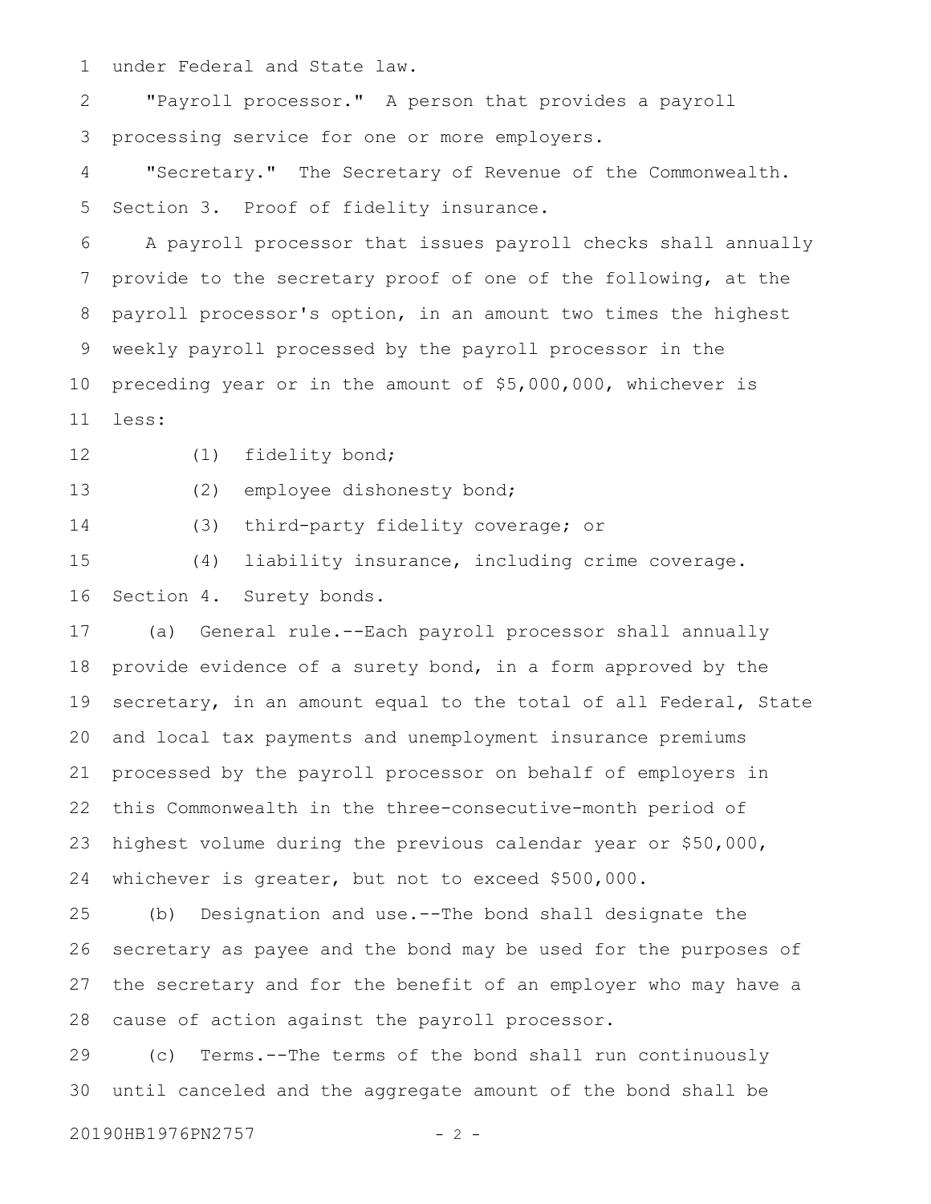under Federal and State law.

"Payroll processor." A person that provides a payroll processing service for one or more employers.

"Secretary." The Secretary of Revenue of the Commonwealth.

Section 3. Proof of fidelity insurance.

A payroll processor that issues payroll checks shall annually provide to the secretary proof of one of the following, at the payroll processor's option, in an amount two times the highest weekly payroll processed by the payroll processor in the preceding year or in the amount of $5,000,000, whichever is less:

(1) fidelity bond;

(2) employee dishonesty bond;

(3) third-party fidelity coverage; or

(4) liability insurance, including crime coverage.

Section 4. Surety bonds.

(a) General rule.--Each payroll processor shall annually provide evidence of a surety bond, in a form approved by the secretary, in an amount equal to the total of all Federal, State and local tax payments and unemployment insurance premiums processed by the payroll processor on behalf of employers in this Commonwealth in the three-consecutive-month period of highest volume during the previous calendar year or $50,000, whichever is greater, but not to exceed $500,000.

(b) Designation and use.--The bond shall designate the secretary as payee and the bond may be used for the purposes of the secretary and for the benefit of an employer who may have a cause of action against the payroll processor.

(c) Terms.--The terms of the bond shall run continuously until canceled and the aggregate amount of the bond shall be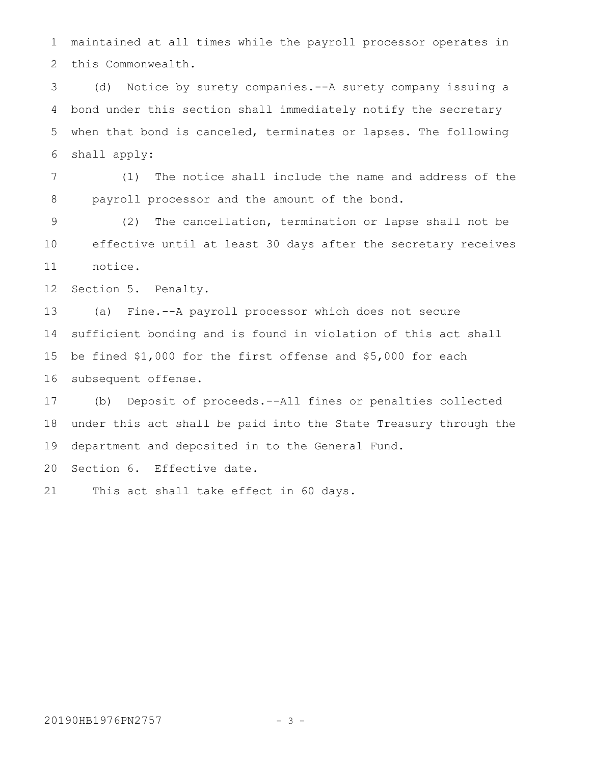maintained at all times while the payroll processor operates in this Commonwealth.

(d) Notice by surety companies.--A surety company issuing a bond under this section shall immediately notify the secretary when that bond is canceled, terminates or lapses. The following shall apply:

(1) The notice shall include the name and address of the payroll processor and the amount of the bond.

(2) The cancellation, termination or lapse shall not be effective until at least 30 days after the secretary receives notice.

Section 5. Penalty.

(a) Fine.--A payroll processor which does not secure sufficient bonding and is found in violation of this act shall be fined $1,000 for the first offense and $5,000 for each subsequent offense.

(b) Deposit of proceeds.--All fines or penalties collected under this act shall be paid into the State Treasury through the department and deposited in to the General Fund.

Section 6. Effective date.

This act shall take effect in 60 days.